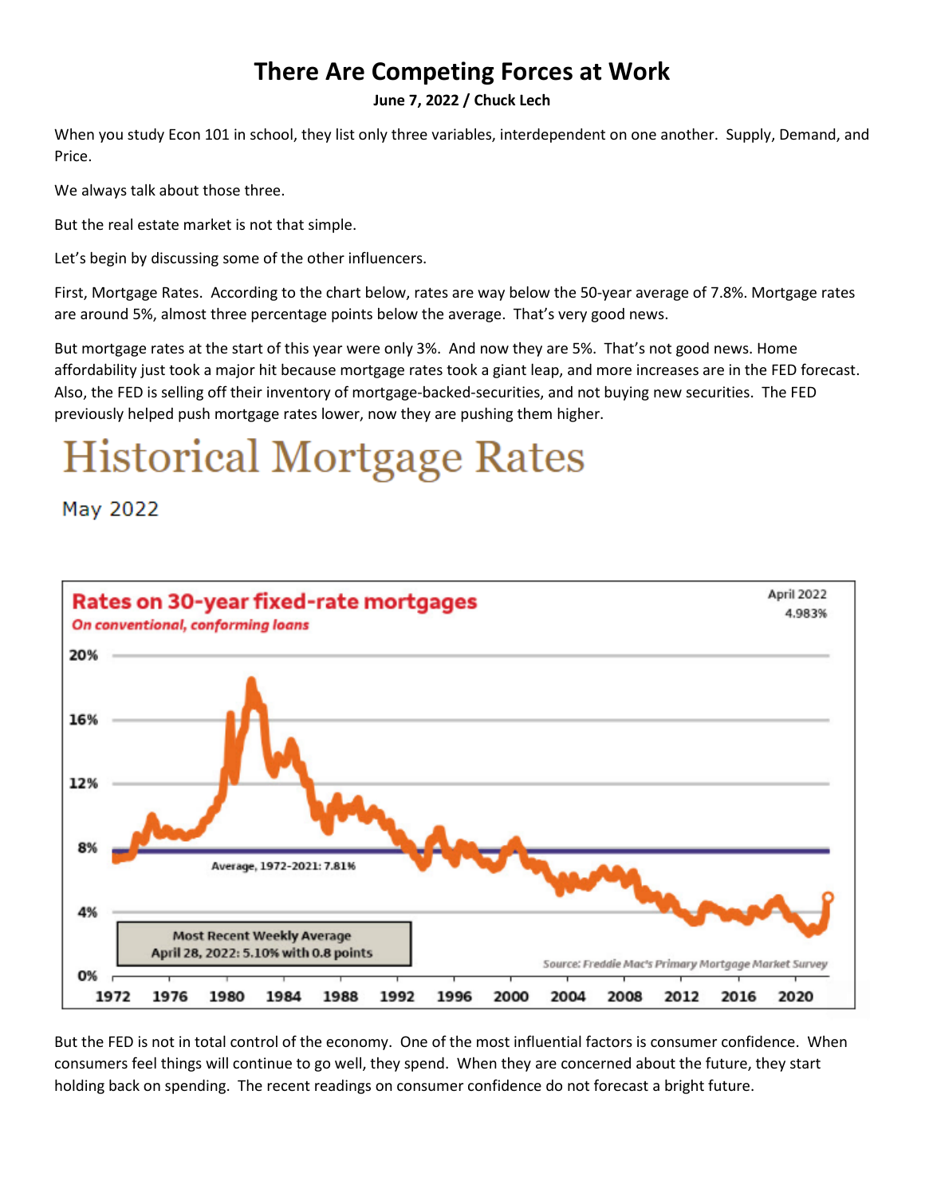# There Are Competing Forces at Work

**June 7, 2022 / Chuck Lech**

When you study Econ 101 in school, they list only three variables, interdependent on one another. Supply, Demand, and Price.

We always talk about those three.

But the real estate market is not that simple.

Let's begin by discussing some of the other influencers.

First, Mortgage Rates. According to the chart below, rates are way below the 50-year average of 7.8%. Mortgage rates are around 5%, almost three percentage points below the average. That's very good news.

But mortgage rates at the start of this year were only 3%. And now they are 5%. That's not good news. Home affordability just took a major hit because mortgage rates took a giant leap, and more increases are in the FED forecast. Also, the FED is selling off their inventory of mortgage-backed-securities, and not buying new securities. The FED previously helped push mortgage rates lower, now they are pushing them higher.

## Historical Mortgage Rates

May 2022

Rates on 30-year fixed-rate mortgages
*On conventional, conforming loans*

April 2022
4.983%

20%
16%
12%
8%
4%
0%

Average, 1972-2021: 7.81%

Most Recent Weekly Average
April 28, 2022: 5.10% with 0.8 points

Source: Freddie Mac's Primary Mortgage Market Survey

1972 1976 1980 1984 1988 1992 1996 2000 2004 2008 2012 2016 2020

But the FED is not in total control of the economy. One of the most influential factors is consumer confidence. When consumers feel things will continue to go well, they spend. When they are concerned about the future, they start holding back on spending. The recent readings on consumer confidence do not forecast a bright future.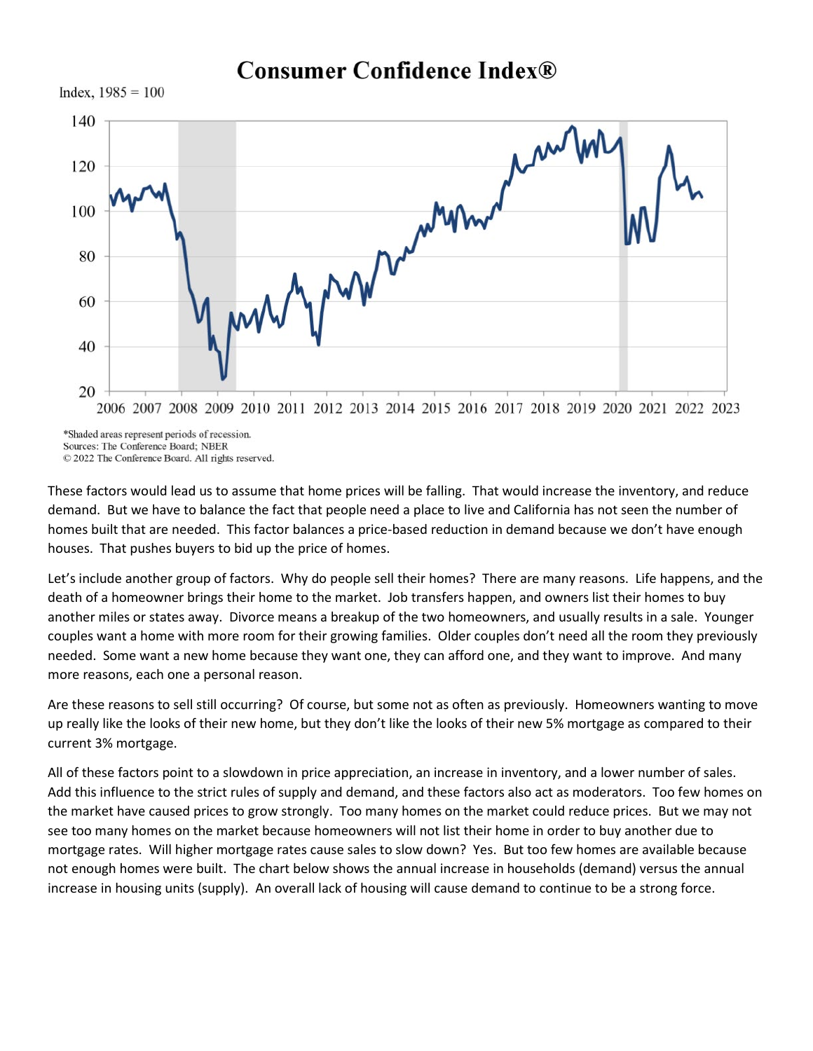Consumer Confidence Index®

Index, 1985 = 100

140
120
100
80
60
40
20

2006 2007 2008 2009 2010 2011 2012 2013 2014 2015 2016 2017 2018 2019 2020 2021 2022 2023

*Shaded areas represent periods of recession.
Sources: The Conference Board; NBER
© 2022 The Conference Board. All rights reserved.

These factors would lead us to assume that home prices will be falling. That would increase the inventory, and reduce demand. But we have to balance the fact that people need a place to live and California has not seen the number of homes built that are needed. This factor balances a price-based reduction in demand because we don't have enough houses. That pushes buyers to bid up the price of homes.

Let's include another group of factors. Why do people sell their homes? There are many reasons. Life happens, and the death of a homeowner brings their home to the market. Job transfers happen, and owners list their homes to buy another miles or states away. Divorce means a breakup of the two homeowners, and usually results in a sale. Younger couples want a home with more room for their growing families. Older couples don't need all the room they previously needed. Some want a new home because they want one, they can afford one, and they want to improve. And many more reasons, each one a personal reason.

Are these reasons to sell still occurring? Of course, but some not as often as previously. Homeowners wanting to move up really like the looks of their new home, but they don't like the looks of their new 5% mortgage as compared to their current 3% mortgage.

All of these factors point to a slowdown in price appreciation, an increase in inventory, and a lower number of sales. Add this influence to the strict rules of supply and demand, and these factors also act as moderators. Too few homes on the market have caused prices to grow strongly. Too many homes on the market could reduce prices. But we may not see too many homes on the market because homeowners will not list their home in order to buy another due to mortgage rates. Will higher mortgage rates cause sales to slow down? Yes. But too few homes are available because not enough homes were built. The chart below shows the annual increase in households (demand) versus the annual increase in housing units (supply). An overall lack of housing will cause demand to continue to be a strong force.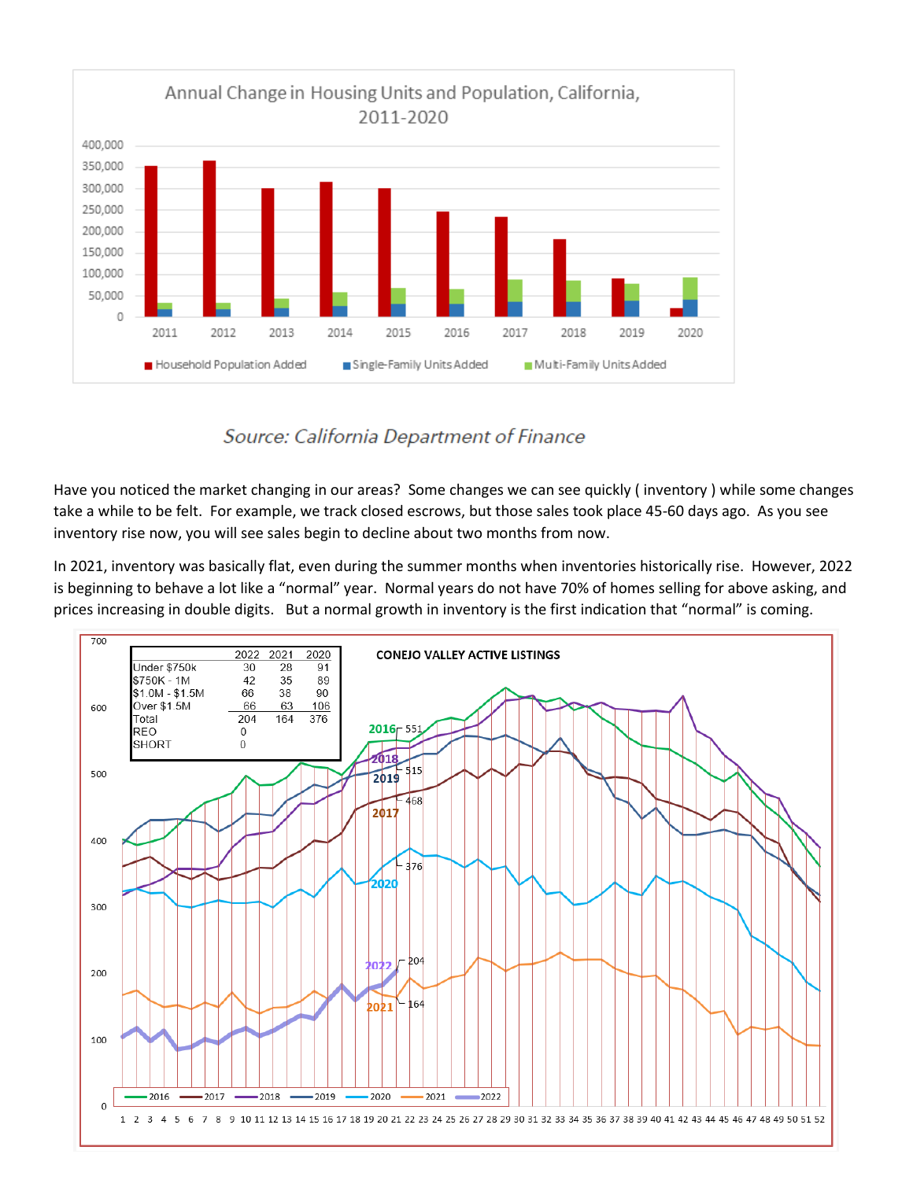Annual Change in Housing Units and Population, California, 2011-2020

400,000
350,000
300,000
250,000
200,000
150,000
100,000
50,000
0

2011 2012 2013 2014 2015 2016 2017 2018 2019 2020

Household Population Added   Single-Family Units Added   Multi-Family Units Added

*Source: California Department of Finance*

Have you noticed the market changing in our areas? Some changes we can see quickly ( inventory ) while some changes take a while to be felt. For example, we track closed escrows, but those sales took place 45-60 days ago. As you see inventory rise now, you will see sales begin to decline about two months from now.

In 2021, inventory was basically flat, even during the summer months when inventories historically rise. However, 2022 is beginning to behave a lot like a "normal" year. Normal years do not have 70% of homes selling for above asking, and prices increasing in double digits. But a normal growth in inventory is the first indication that "normal" is coming.

CONEJO VALLEY ACTIVE LISTINGS

| | 2022 | 2021 | 2020 |
|---|---|---|---|
| Under $750k | 30 | 28 | 91 |
| $750K - 1M | 42 | 35 | 89 |
| $1.0M - $1.5M | 66 | 38 | 90 |
| Over $1.5M | 66 | 63 | 106 |
| Total | 204 | 164 | 376 |
| REO | 0 | | |
| SHORT | 0 | | |

700
600
500
400
300
200
100
0

2016 551
2018
2019 515
468
2017
376
2020
2022 204
2021 164

2016 2017 2018 2019 2020 2021 2022

1 2 3 4 5 6 7 8 9 10 11 12 13 14 15 16 17 18 19 20 21 22 23 24 25 26 27 28 29 30 31 32 33 34 35 36 37 38 39 40 41 42 43 44 45 46 47 48 49 50 51 52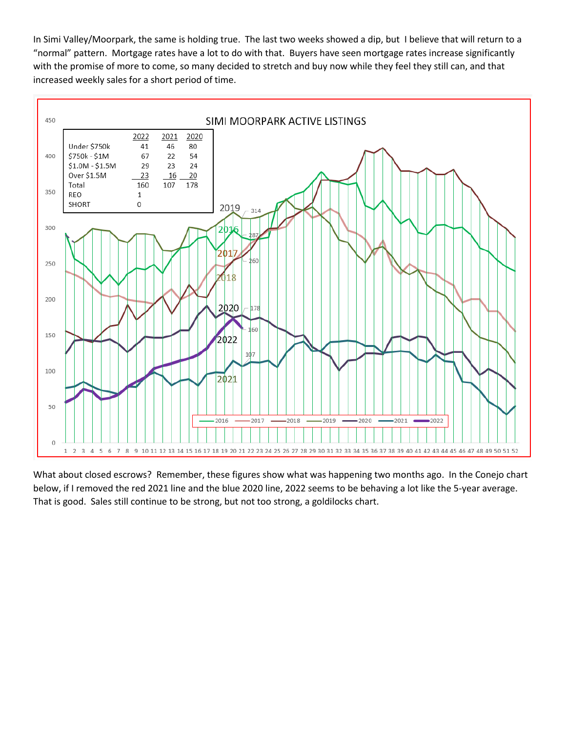In Simi Valley/Moorpark, the same is holding true. The last two weeks showed a dip, but I believe that will return to a "normal" pattern. Mortgage rates have a lot to do with that. Buyers have seen mortgage rates increase significantly with the promise of more to come, so many decided to stretch and buy now while they feel they still can, and that increased weekly sales for a short period of time.

SIMI MOORPARK ACTIVE LISTINGS

| | 2022 | 2021 | 2020 |
|---|---|---|---|
| Under $750k | 41 | 46 | 80 |
| $750k - $1M | 67 | 22 | 54 |
| $1.0M - $1.5M | 29 | 23 | 24 |
| Over $1.5M | 23 | 16 | 20 |
| Total | 160 | 107 | 178 |
| REO | 1 | | |
| SHORT | 0 | | |

What about closed escrows? Remember, these figures show what was happening two months ago. In the Conejo chart below, if I removed the red 2021 line and the blue 2020 line, 2022 seems to be behaving a lot like the 5-year average. That is good. Sales still continue to be strong, but not too strong, a goldilocks chart.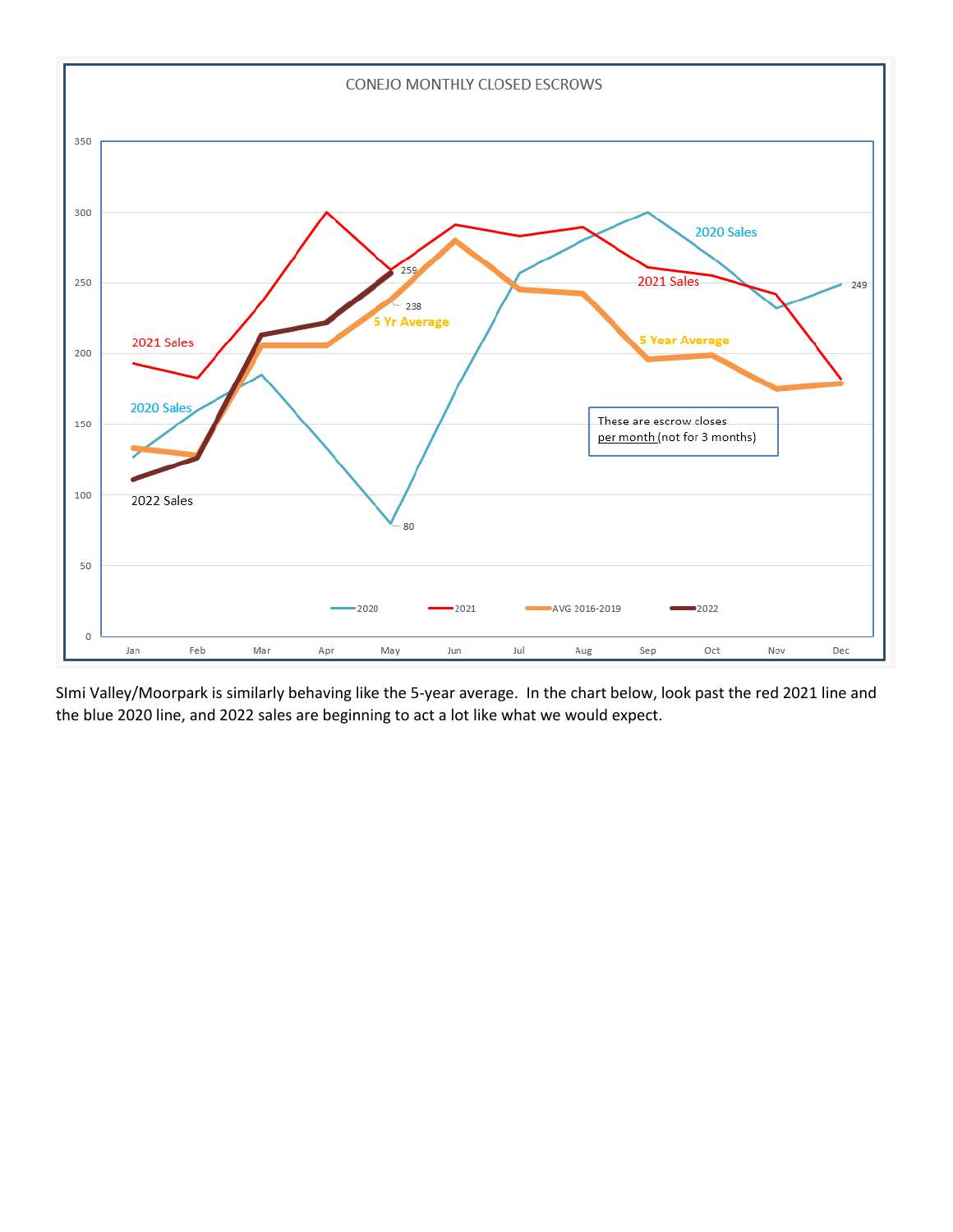CONEJO MONTHLY CLOSED ESCROWS

350
300
250
200
150
100
50
0

Jan Feb Mar Apr May Jun Jul Aug Sep Oct Nov Dec

2021 Sales
2020 Sales
2022 Sales
259
238
80
5 Yr Average
2020 Sales
2021 Sales
5 Year Average
249

These are escrow closes per month (not for 3 months)

2020 2021 AVG 2016-2019 2022

SImi Valley/Moorpark is similarly behaving like the 5-year average. In the chart below, look past the red 2021 line and the blue 2020 line, and 2022 sales are beginning to act a lot like what we would expect.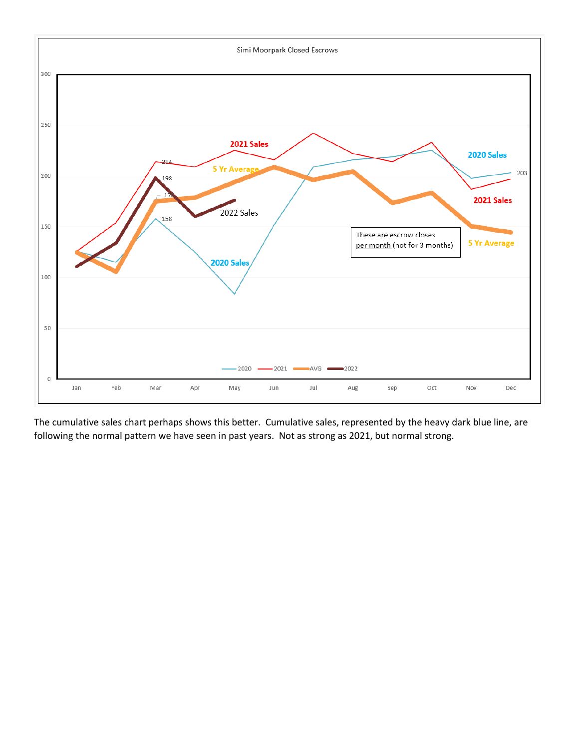Simi Moorpark Closed Escrows

300
250
200
150
100
50
0

Jan Feb Mar Apr May Jun Jul Aug Sep Oct Nov Dec

2021 Sales

5 Yr Average

214
198
175
158

2022 Sales

2020 Sales

2020 Sales

203

2021 Sales

5 Yr Average

These are escrow closes
per month (not for 3 months)

2020 2021 AVG 2022

The cumulative sales chart perhaps shows this better. Cumulative sales, represented by the heavy dark blue line, are following the normal pattern we have seen in past years. Not as strong as 2021, but normal strong.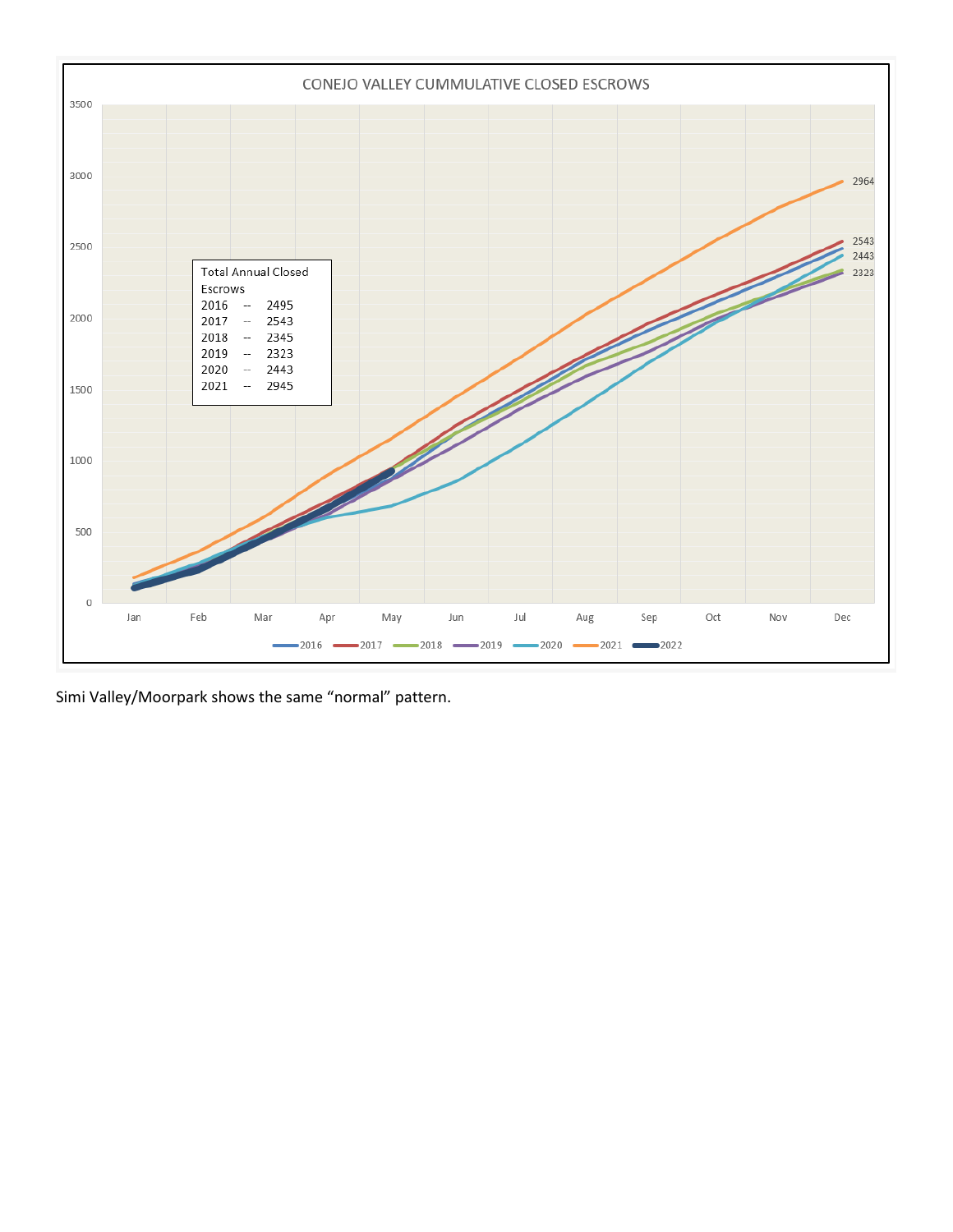CONEJO VALLEY CUMMULATIVE CLOSED ESCROWS

3500
3000
2500
2000
1500
1000
500
0

Jan Feb Mar Apr May Jun Jul Aug Sep Oct Nov Dec

2964
2543
2443
2323

Total Annual Closed Escrows
2016 -- 2495
2017 -- 2543
2018 -- 2345
2019 -- 2323
2020 -- 2443
2021 -- 2945

2016 2017 2018 2019 2020 2021 2022

Simi Valley/Moorpark shows the same “normal” pattern.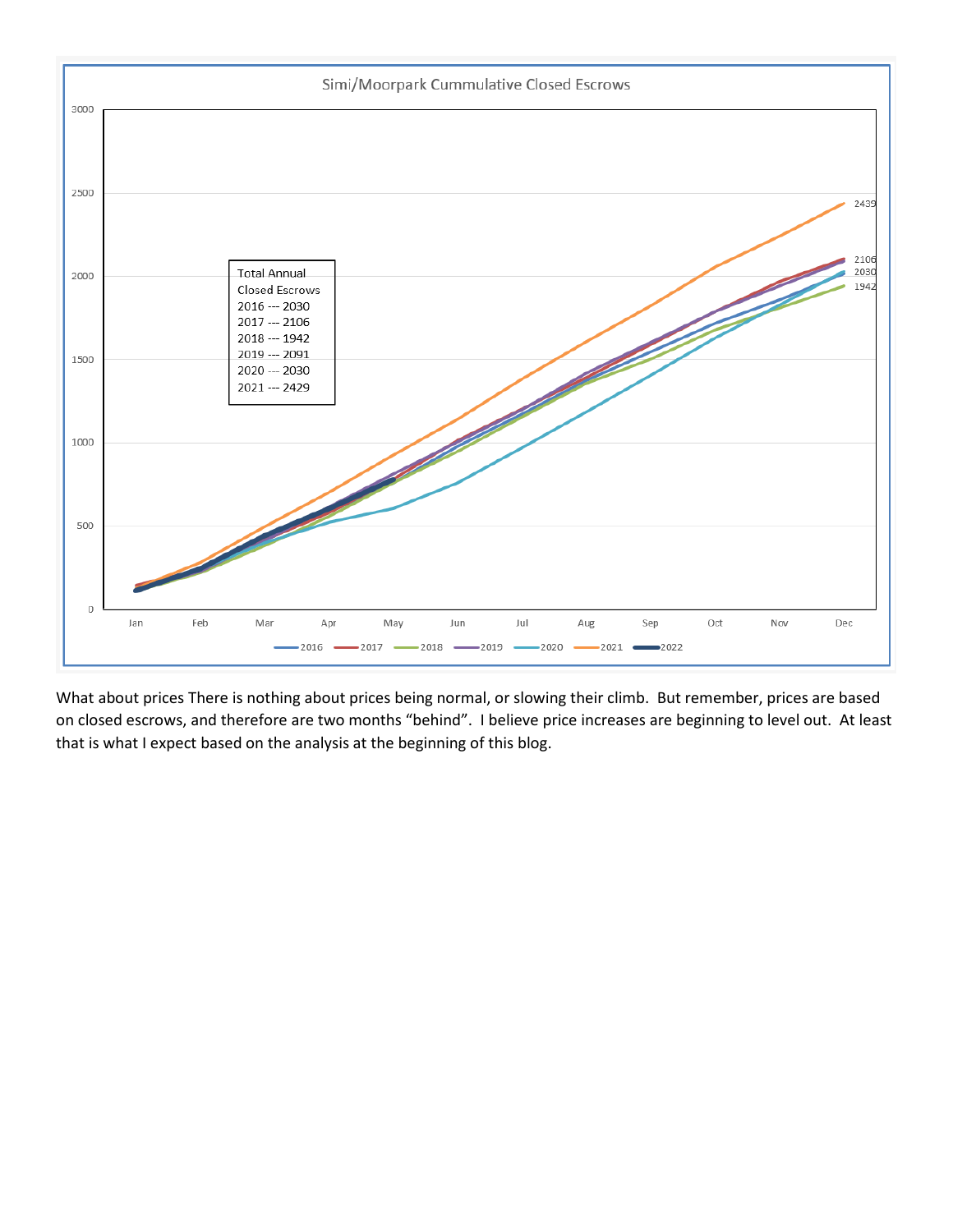Simi/Moorpark Cummulative Closed Escrows

3000
2500
2000
1500
1000
500
0

Jan Feb Mar Apr May Jun Jul Aug Sep Oct Nov Dec

2439
2106
2030
1942

Total Annual Closed Escrows
2016 --- 2030
2017 --- 2106
2018 --- 1942
2019 --- 2091
2020 --- 2030
2021 --- 2429

2016 2017 2018 2019 2020 2021 2022

What about prices There is nothing about prices being normal, or slowing their climb. But remember, prices are based on closed escrows, and therefore are two months "behind". I believe price increases are beginning to level out. At least that is what I expect based on the analysis at the beginning of this blog.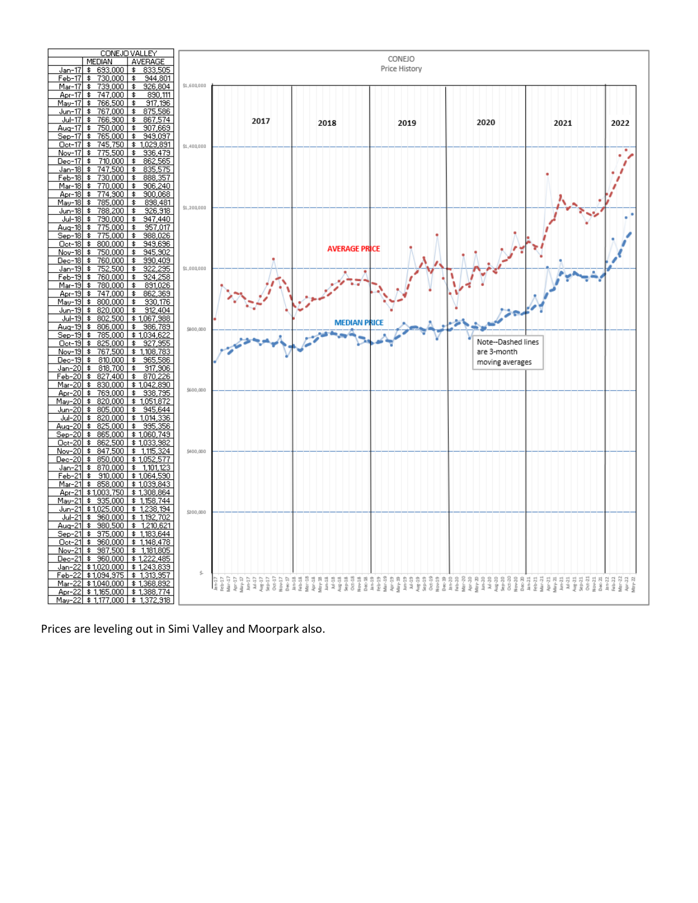| CONEJO VALLEY | | |
|---|---|---|
| | MEDIAN | AVERAGE |
| Jan-17 | $ 693,000 | $ 833,505 |
| Feb-17 | $ 730,000 | $ 944,801 |
| Mar-17 | $ 739,000 | $ 926,804 |
| Apr-17 | $ 747,000 | $ 890,111 |
| May-17 | $ 766,500 | $ 917,196 |
| Jun-17 | $ 767,000 | $ 875,586 |
| Jul-17 | $ 766,900 | $ 867,574 |
| Aug-17 | $ 750,000 | $ 907,669 |
| Sep-17 | $ 765,000 | $ 949,097 |
| Oct-17 | $ 745,750 | $ 1,029,891 |
| Nov-17 | $ 775,500 | $ 936,479 |
| Dec-17 | $ 710,000 | $ 862,565 |
| Jan-18 | $ 747,500 | $ 835,575 |
| Feb-18 | $ 730,000 | $ 888,357 |
| Mar-18 | $ 770,000 | $ 906,240 |
| Apr-18 | $ 774,900 | $ 900,068 |
| May-18 | $ 785,000 | $ 898,481 |
| Jun-18 | $ 788,200 | $ 926,918 |
| Jul-18 | $ 790,000 | $ 947,440 |
| Aug-18 | $ 775,000 | $ 957,017 |
| Sep-18 | $ 775,000 | $ 988,026 |
| Oct-18 | $ 800,000 | $ 949,696 |
| Nov-18 | $ 750,000 | $ 945,902 |
| Dec-18 | $ 760,000 | $ 990,409 |
| Jan-19 | $ 752,500 | $ 922,295 |
| Feb-19 | $ 760,000 | $ 924,258 |
| Mar-19 | $ 780,000 | $ 891,026 |
| Apr-19 | $ 747,000 | $ 862,369 |
| May-19 | $ 800,000 | $ 930,176 |
| Jun-19 | $ 820,000 | $ 912,404 |
| Jul-19 | $ 802,500 | $ 1,067,988 |
| Aug-19 | $ 806,000 | $ 986,789 |
| Sep-19 | $ 785,000 | $ 1,034,622 |
| Oct-19 | $ 825,000 | $ 927,955 |
| Nov-19 | $ 767,500 | $ 1,108,783 |
| Dec-19 | $ 810,000 | $ 965,586 |
| Jan-20 | $ 818,700 | $ 917,906 |
| Feb-20 | $ 827,400 | $ 870,226 |
| Mar-20 | $ 830,000 | $ 1,042,890 |
| Apr-20 | $ 769,000 | $ 938,795 |
| May-20 | $ 820,000 | $ 1,051,872 |
| Jun-20 | $ 805,000 | $ 945,644 |
| Jul-20 | $ 820,000 | $ 1,014,336 |
| Aug-20 | $ 825,000 | $ 995,356 |
| Sep-20 | $ 865,000 | $ 1,060,749 |
| Oct-20 | $ 862,500 | $ 1,033,982 |
| Nov-20 | $ 847,500 | $ 1,115,324 |
| Dec-20 | $ 850,000 | $ 1,052,577 |
| Jan-21 | $ 870,000 | $ 1,101,123 |
| Feb-21 | $ 910,000 | $ 1,064,590 |
| Mar-21 | $ 858,000 | $ 1,039,843 |
| Apr-21 | $ 1,003,750 | $ 1,308,864 |
| May-21 | $ 935,000 | $ 1,158,744 |
| Jun-21 | $ 1,025,000 | $ 1,238,194 |
| Jul-21 | $ 960,000 | $ 1,192,702 |
| Aug-21 | $ 980,500 | $ 1,210,621 |
| Sep-21 | $ 975,000 | $ 1,183,644 |
| Oct-21 | $ 960,000 | $ 1,148,478 |
| Nov-21 | $ 987,500 | $ 1,181,805 |
| Dec-21 | $ 960,000 | $ 1,222,485 |
| Jan-22 | $ 1,020,000 | $ 1,243,839 |
| Feb-22 | $ 1,094,975 | $ 1,313,957 |
| Mar-22 | $ 1,040,000 | $ 1,368,892 |
| Apr-22 | $ 1,165,000 | $ 1,388,774 |
| May-22 | $ 1,177,000 | $ 1,372,918 |

CONEJO
Price History

$1,600,000
$1,400,000
$1,200,000
$1,000,000
$800,000
$600,000
$400,000
$200,000
$-

2017
2018
2019
2020
2021
2022

AVERAGE PRICE
MEDIAN PRICE

Note--Dashed lines are 3-month moving averages

Prices are leveling out in Simi Valley and Moorpark also.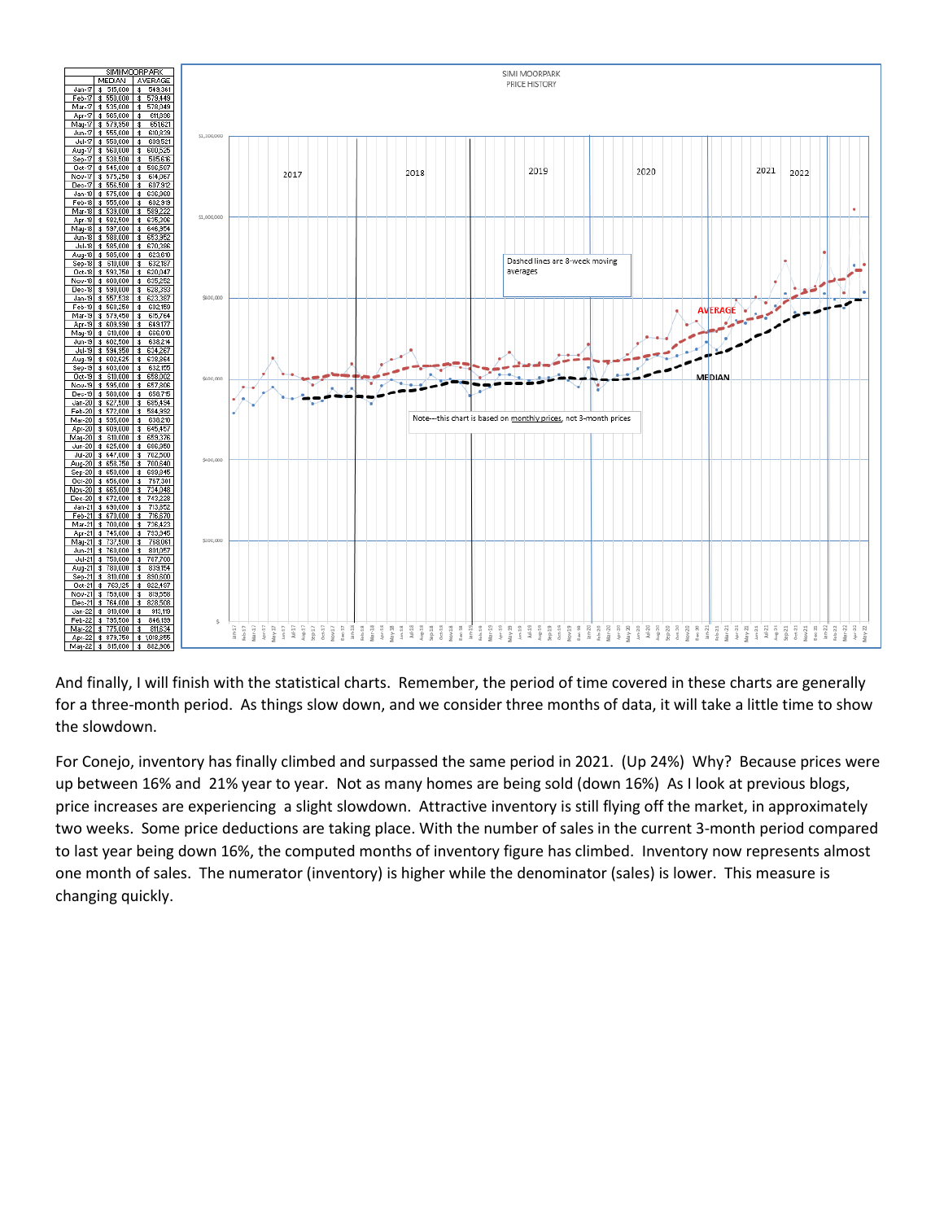| SIMI/MOORPARK | | |
|---|---|---|
| | MEDIAN | AVERAGE |
| Jan-17 | $ 515,000 | $ 549,341 |
| Feb-17 | $ 550,000 | $ 579,449 |
| Mar-17 | $ 535,000 | $ 578,049 |
| Apr-17 | $ 565,000 | $ 611,936 |
| May-17 | $ 579,950 | $ 651,621 |
| Jun-17 | $ 555,000 | $ 610,839 |
| Jul-17 | $ 550,000 | $ 609,521 |
| Aug-17 | $ 560,000 | $ 600,525 |
| Sep-17 | $ 538,500 | $ 585,616 |
| Oct-17 | $ 545,000 | $ 596,567 |
| Nov-17 | $ 575,250 | $ 614,067 |
| Dec-17 | $ 556,500 | $ 607,912 |
| Jan-18 | $ 575,000 | $ 636,969 |
| Feb-18 | $ 555,000 | $ 602,919 |
| Mar-18 | $ 539,000 | $ 589,222 |
| Apr-18 | $ 582,500 | $ 635,306 |
| May-18 | $ 597,000 | $ 646,954 |
| Jun-18 | $ 588,000 | $ 653,962 |
| Jul-18 | $ 585,000 | $ 670,366 |
| Aug-18 | $ 585,000 | $ 623,610 |
| Sep-18 | $ 610,000 | $ 632,187 |
| Oct-18 | $ 593,750 | $ 620,047 |
| Nov-18 | $ 600,000 | $ 635,252 |
| Dec-18 | $ 590,000 | $ 628,393 |
| Jan-19 | $ 557,538 | $ 623,367 |
| Feb-19 | $ 569,250 | $ 603,159 |
| Mar-19 | $ 579,450 | $ 615,764 |
| Apr-19 | $ 609,990 | $ 649,177 |
| May-19 | $ 610,000 | $ 666,010 |
| Jun-19 | $ 602,500 | $ 638,214 |
| Jul-19 | $ 594,950 | $ 634,267 |
| Aug-19 | $ 602,625 | $ 639,864 |
| Sep-19 | $ 603,000 | $ 632,155 |
| Oct-19 | $ 610,000 | $ 658,002 |
| Nov-19 | $ 595,000 | $ 657,806 |
| Dec-19 | $ 580,000 | $ 658,715 |
| Jan-20 | $ 627,500 | $ 685,494 |
| Feb-20 | $ 572,000 | $ 584,992 |
| Mar-20 | $ 595,000 | $ 636,210 |
| Apr-20 | $ 609,000 | $ 645,457 |
| May-20 | $ 610,000 | $ 659,376 |
| Jun-20 | $ 625,000 | $ 686,950 |
| Jul-20 | $ 647,000 | $ 702,500 |
| Aug-20 | $ 658,750 | $ 700,640 |
| Sep-20 | $ 650,000 | $ 699,945 |
| Oct-20 | $ 656,000 | $ 757,301 |
| Nov-20 | $ 665,000 | $ 734,048 |
| Dec-20 | $ 672,000 | $ 743,229 |
| Jan-21 | $ 690,000 | $ 713,852 |
| Feb-21 | $ 670,000 | $ 716,870 |
| Mar-21 | $ 700,000 | $ 736,423 |
| Apr-21 | $ 745,000 | $ 793,945 |
| May-21 | $ 737,500 | $ 768,061 |
| Jun-21 | $ 760,000 | $ 801,057 |
| Jul-21 | $ 750,000 | $ 787,708 |
| Aug-21 | $ 780,000 | $ 839,154 |
| Sep-21 | $ 810,000 | $ 890,600 |
| Oct-21 | $ 763,125 | $ 822,497 |
| Nov-21 | $ 759,000 | $ 819,558 |
| Dec-21 | $ 764,000 | $ 828,508 |
| Jan-22 | $ 810,000 | $ 913,119 |
| Feb-22 | $ 795,500 | $ 846,139 |
| Mar-22 | $ 775,000 | $ 811,534 |
| Apr-22 | $ 879,750 | $ 1,019,855 |
| May-22 | $ 815,000 | $ 882,906 |

SIMI MOORPARK
PRICE HISTORY

$1,200,000
$1,000,000
$800,000
$600,000
$400,000
$200,000
$-

2017
2018
2019
2020
2021
2022

Dashed lines are 8-week moving averages

AVERAGE

MEDIAN

Note—this chart is based on monthly prices, not 3-month prices

And finally, I will finish with the statistical charts. Remember, the period of time covered in these charts are generally for a three-month period. As things slow down, and we consider three months of data, it will take a little time to show the slowdown.

For Conejo, inventory has finally climbed and surpassed the same period in 2021. (Up 24%) Why? Because prices were up between 16% and 21% year to year. Not as many homes are being sold (down 16%) As I look at previous blogs, price increases are experiencing a slight slowdown. Attractive inventory is still flying off the market, in approximately two weeks. Some price deductions are taking place. With the number of sales in the current 3-month period compared to last year being down 16%, the computed months of inventory figure has climbed. Inventory now represents almost one month of sales. The numerator (inventory) is higher while the denominator (sales) is lower. This measure is changing quickly.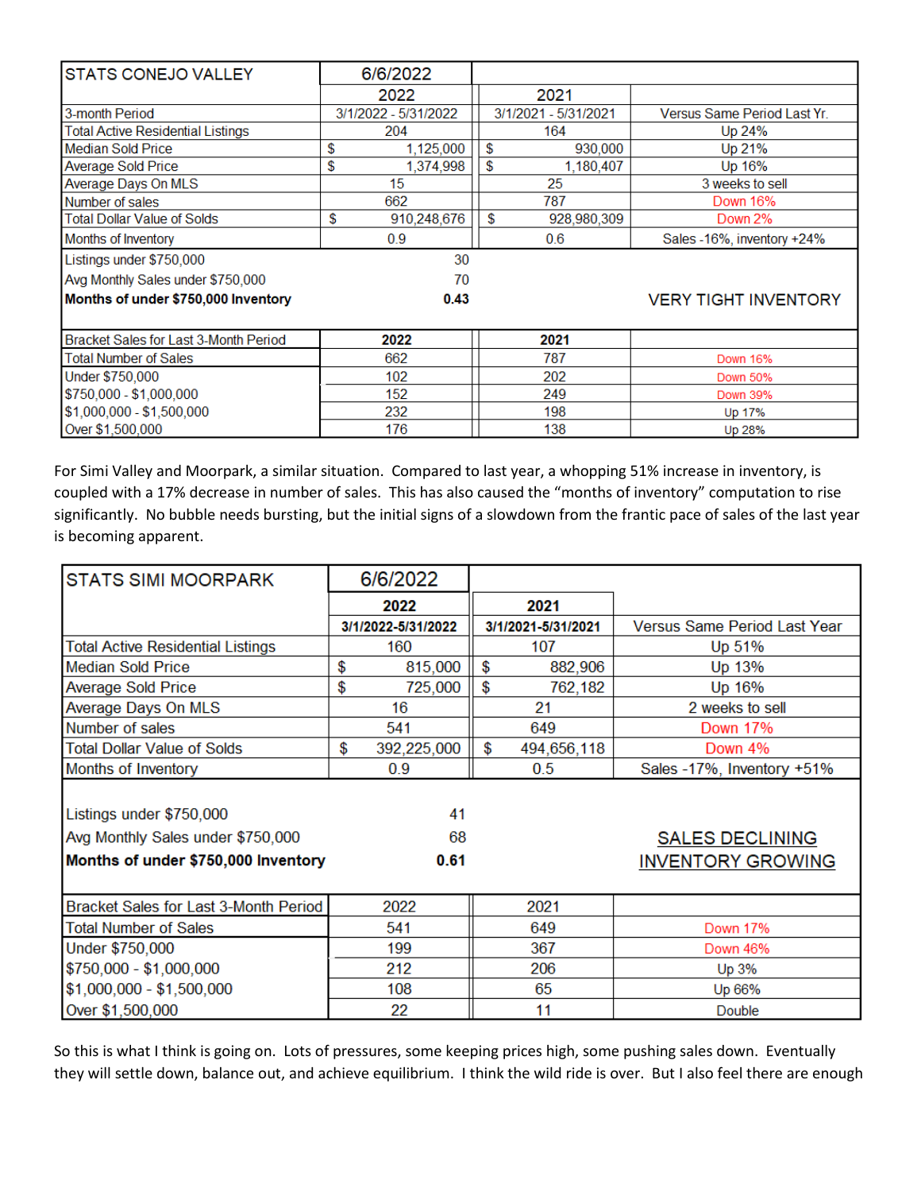| STATS CONEJO VALLEY | 6/6/2022 | | |
|---|---|---|---|
| | 2022 | 2021 | |
| 3-month Period | 3/1/2022 - 5/31/2022 | 3/1/2021 - 5/31/2021 | Versus Same Period Last Yr. |
| Total Active Residential Listings | 204 | 164 | Up 24% |
| Median Sold Price | $ 1,125,000 | $ 930,000 | Up 21% |
| Average Sold Price | $ 1,374,998 | $ 1,180,407 | Up 16% |
| Average Days On MLS | 15 | 25 | 3 weeks to sell |
| Number of sales | 662 | 787 | Down 16% |
| Total Dollar Value of Solds | $ 910,248,676 | $ 928,980,309 | Down 2% |
| Months of Inventory | 0.9 | 0.6 | Sales -16%, inventory +24% |
| Listings under $750,000 | 30 | | |
| Avg Monthly Sales under $750,000 | 70 | | |
| **Months of under $750,000 Inventory** | **0.43** | | VERY TIGHT INVENTORY |
| Bracket Sales for Last 3-Month Period | **2022** | **2021** | |
| Total Number of Sales | 662 | 787 | Down 16% |
| Under $750,000 | 102 | 202 | Down 50% |
| $750,000 - $1,000,000 | 152 | 249 | Down 39% |
| $1,000,000 - $1,500,000 | 232 | 198 | Up 17% |
| Over $1,500,000 | 176 | 138 | Up 28% |

For Simi Valley and Moorpark, a similar situation. Compared to last year, a whopping 51% increase in inventory, is coupled with a 17% decrease in number of sales. This has also caused the "months of inventory" computation to rise significantly. No bubble needs bursting, but the initial signs of a slowdown from the frantic pace of sales of the last year is becoming apparent.

| STATS SIMI MOORPARK | 6/6/2022 | | |
|---|---|---|---|
| | **2022** | **2021** | |
| | **3/1/2022-5/31/2022** | **3/1/2021-5/31/2021** | Versus Same Period Last Year |
| Total Active Residential Listings | 160 | 107 | Up 51% |
| Median Sold Price | $ 815,000 | $ 882,906 | Up 13% |
| Average Sold Price | $ 725,000 | $ 762,182 | Up 16% |
| Average Days On MLS | 16 | 21 | 2 weeks to sell |
| Number of sales | 541 | 649 | Down 17% |
| Total Dollar Value of Solds | $ 392,225,000 | $ 494,656,118 | Down 4% |
| Months of Inventory | 0.9 | 0.5 | Sales -17%, Inventory +51% |
| Listings under $750,000 | 41 | | |
| Avg Monthly Sales under $750,000 | 68 | | SALES DECLINING |
| **Months of under $750,000 Inventory** | **0.61** | | INVENTORY GROWING |
| Bracket Sales for Last 3-Month Period | 2022 | 2021 | |
| Total Number of Sales | 541 | 649 | Down 17% |
| Under $750,000 | 199 | 367 | Down 46% |
| $750,000 - $1,000,000 | 212 | 206 | Up 3% |
| $1,000,000 - $1,500,000 | 108 | 65 | Up 66% |
| Over $1,500,000 | 22 | 11 | Double |

So this is what I think is going on. Lots of pressures, some keeping prices high, some pushing sales down. Eventually they will settle down, balance out, and achieve equilibrium. I think the wild ride is over. But I also feel there are enough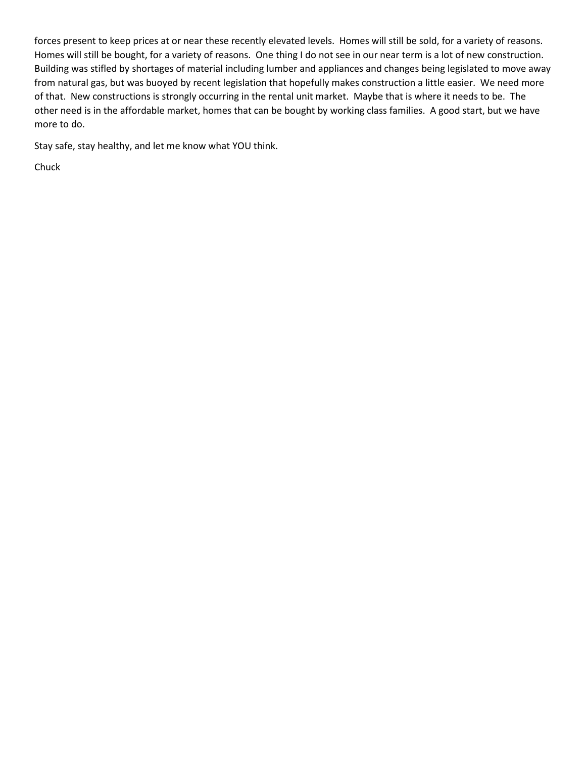forces present to keep prices at or near these recently elevated levels. Homes will still be sold, for a variety of reasons. Homes will still be bought, for a variety of reasons. One thing I do not see in our near term is a lot of new construction. Building was stifled by shortages of material including lumber and appliances and changes being legislated to move away from natural gas, but was buoyed by recent legislation that hopefully makes construction a little easier. We need more of that. New constructions is strongly occurring in the rental unit market. Maybe that is where it needs to be. The other need is in the affordable market, homes that can be bought by working class families. A good start, but we have more to do.

Stay safe, stay healthy, and let me know what YOU think.

Chuck